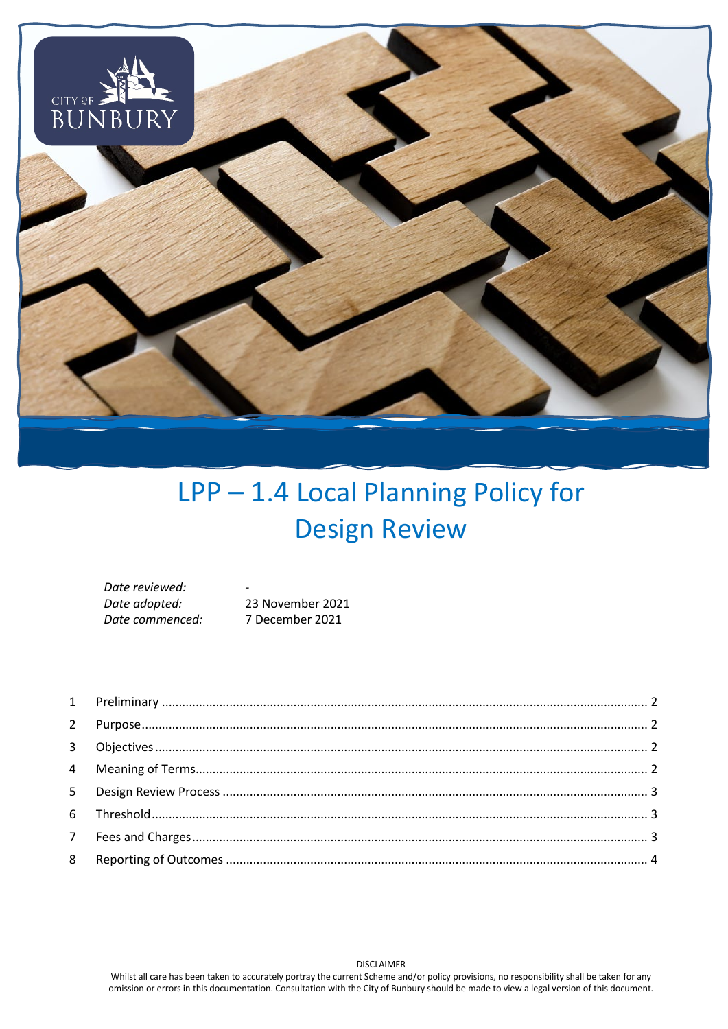# LPP – 1.4 Local Planning Policy for Design Review

| | |
|---|---|
| *Date reviewed:* | - |
| *Date adopted:* | 23 November 2021 |
| *Date commenced:* | 7 December 2021 |

| | | |
|---|---|---|
| 1 | Preliminary | 2 |
| 2 | Purpose | 2 |
| 3 | Objectives | 2 |
| 4 | Meaning of Terms | 2 |
| 5 | Design Review Process | 3 |
| 6 | Threshold | 3 |
| 7 | Fees and Charges | 3 |
| 8 | Reporting of Outcomes | 4 |

DISCLAIMER

Whilst all care has been taken to accurately portray the current Scheme and/or policy provisions, no responsibility shall be taken for any omission or errors in this documentation. Consultation with the City of Bunbury should be made to view a legal version of this document.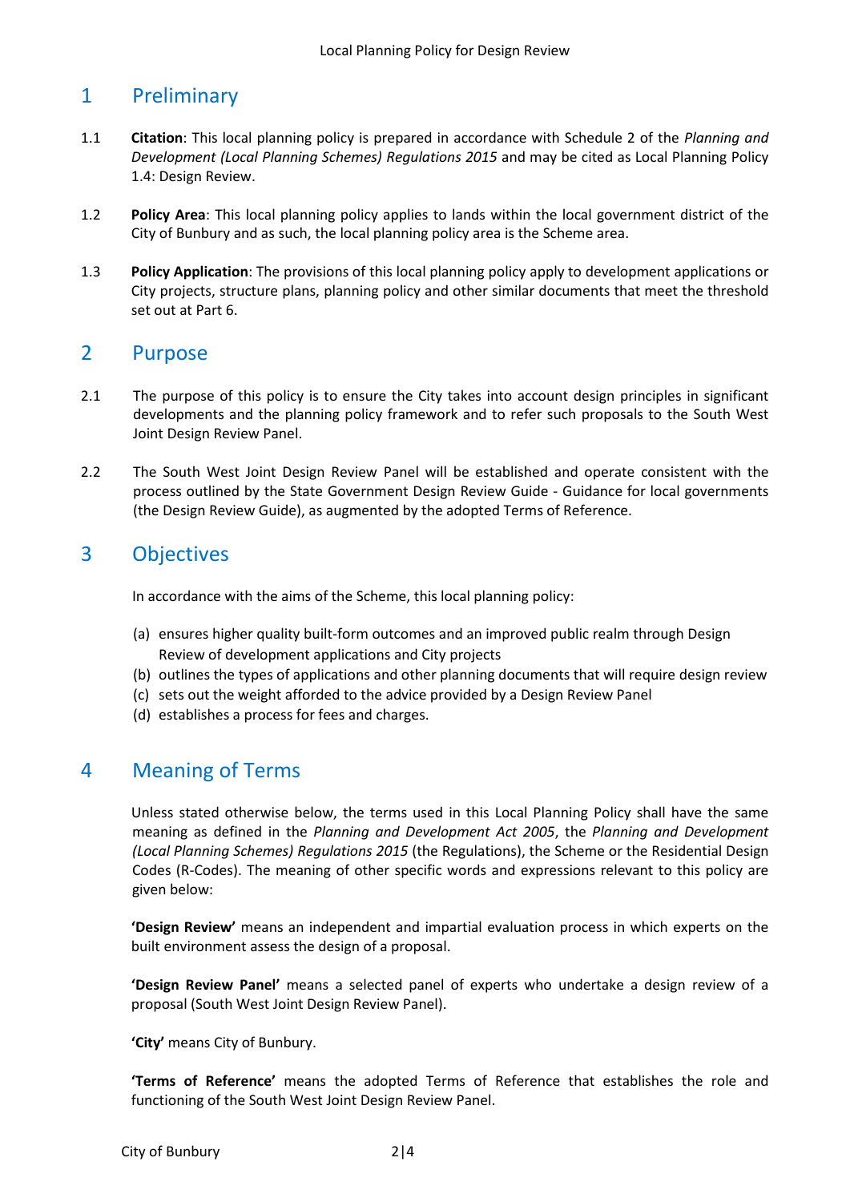# 1 Preliminary

1.1 **Citation**: This local planning policy is prepared in accordance with Schedule 2 of the *Planning and Development (Local Planning Schemes) Regulations 2015* and may be cited as Local Planning Policy 1.4: Design Review.

1.2 **Policy Area**: This local planning policy applies to lands within the local government district of the City of Bunbury and as such, the local planning policy area is the Scheme area.

1.3 **Policy Application**: The provisions of this local planning policy apply to development applications or City projects, structure plans, planning policy and other similar documents that meet the threshold set out at Part 6.

# 2 Purpose

2.1 The purpose of this policy is to ensure the City takes into account design principles in significant developments and the planning policy framework and to refer such proposals to the South West Joint Design Review Panel.

2.2 The South West Joint Design Review Panel will be established and operate consistent with the process outlined by the State Government Design Review Guide - Guidance for local governments (the Design Review Guide), as augmented by the adopted Terms of Reference.

# 3 Objectives

In accordance with the aims of the Scheme, this local planning policy:

(a) ensures higher quality built-form outcomes and an improved public realm through Design Review of development applications and City projects
(b) outlines the types of applications and other planning documents that will require design review
(c) sets out the weight afforded to the advice provided by a Design Review Panel
(d) establishes a process for fees and charges.

# 4 Meaning of Terms

Unless stated otherwise below, the terms used in this Local Planning Policy shall have the same meaning as defined in the *Planning and Development Act 2005*, the *Planning and Development (Local Planning Schemes) Regulations 2015* (the Regulations), the Scheme or the Residential Design Codes (R-Codes). The meaning of other specific words and expressions relevant to this policy are given below:

**'Design Review'** means an independent and impartial evaluation process in which experts on the built environment assess the design of a proposal.

**'Design Review Panel'** means a selected panel of experts who undertake a design review of a proposal (South West Joint Design Review Panel).

**'City'** means City of Bunbury.

**'Terms of Reference'** means the adopted Terms of Reference that establishes the role and functioning of the South West Joint Design Review Panel.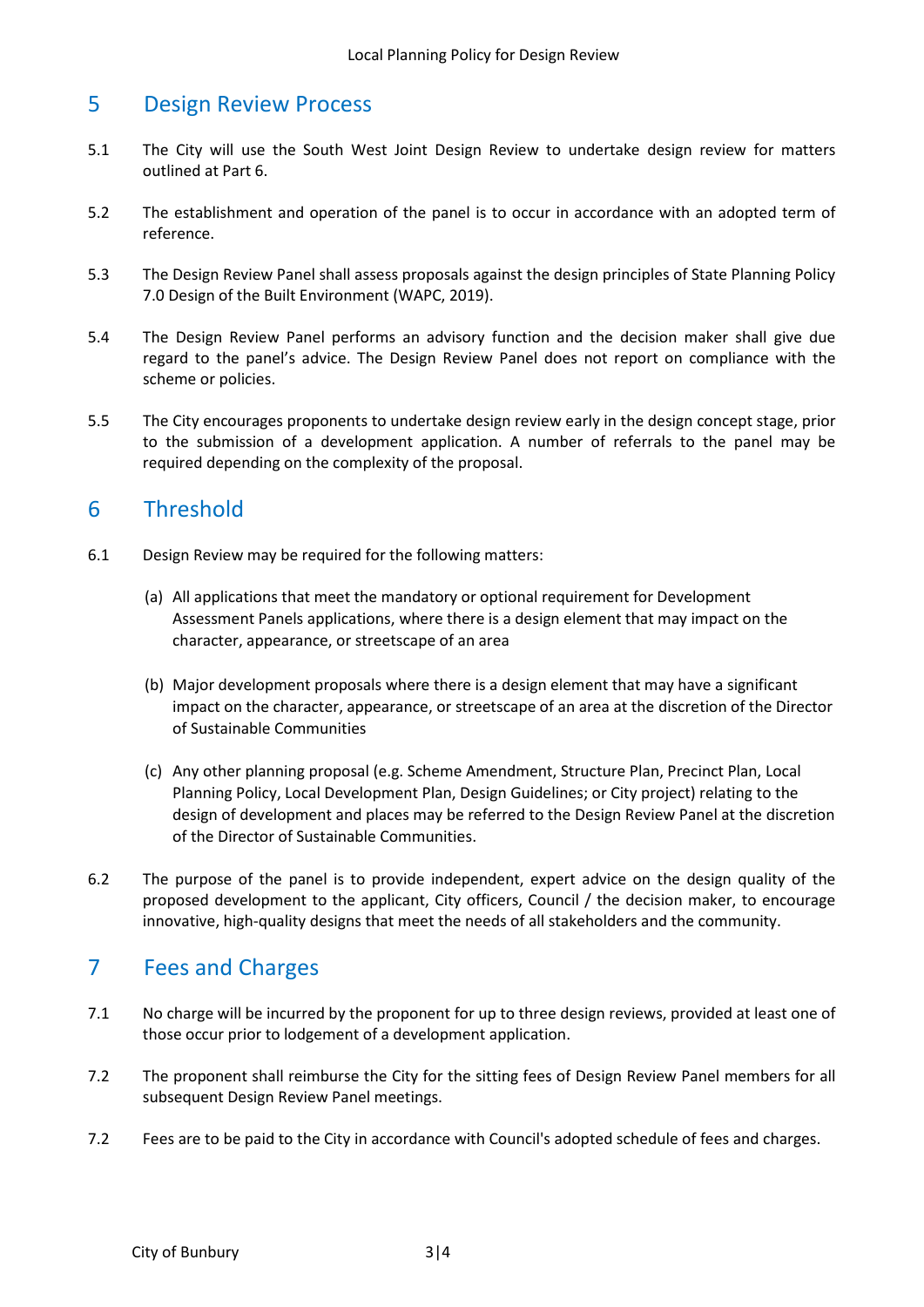## 5 Design Review Process

5.1 The City will use the South West Joint Design Review to undertake design review for matters outlined at Part 6.

5.2 The establishment and operation of the panel is to occur in accordance with an adopted term of reference.

5.3 The Design Review Panel shall assess proposals against the design principles of State Planning Policy 7.0 Design of the Built Environment (WAPC, 2019).

5.4 The Design Review Panel performs an advisory function and the decision maker shall give due regard to the panel's advice. The Design Review Panel does not report on compliance with the scheme or policies.

5.5 The City encourages proponents to undertake design review early in the design concept stage, prior to the submission of a development application. A number of referrals to the panel may be required depending on the complexity of the proposal.

## 6 Threshold

6.1 Design Review may be required for the following matters:

(a) All applications that meet the mandatory or optional requirement for Development Assessment Panels applications, where there is a design element that may impact on the character, appearance, or streetscape of an area

(b) Major development proposals where there is a design element that may have a significant impact on the character, appearance, or streetscape of an area at the discretion of the Director of Sustainable Communities

(c) Any other planning proposal (e.g. Scheme Amendment, Structure Plan, Precinct Plan, Local Planning Policy, Local Development Plan, Design Guidelines; or City project) relating to the design of development and places may be referred to the Design Review Panel at the discretion of the Director of Sustainable Communities.

6.2 The purpose of the panel is to provide independent, expert advice on the design quality of the proposed development to the applicant, City officers, Council / the decision maker, to encourage innovative, high-quality designs that meet the needs of all stakeholders and the community.

## 7 Fees and Charges

7.1 No charge will be incurred by the proponent for up to three design reviews, provided at least one of those occur prior to lodgement of a development application.

7.2 The proponent shall reimburse the City for the sitting fees of Design Review Panel members for all subsequent Design Review Panel meetings.

7.2 Fees are to be paid to the City in accordance with Council's adopted schedule of fees and charges.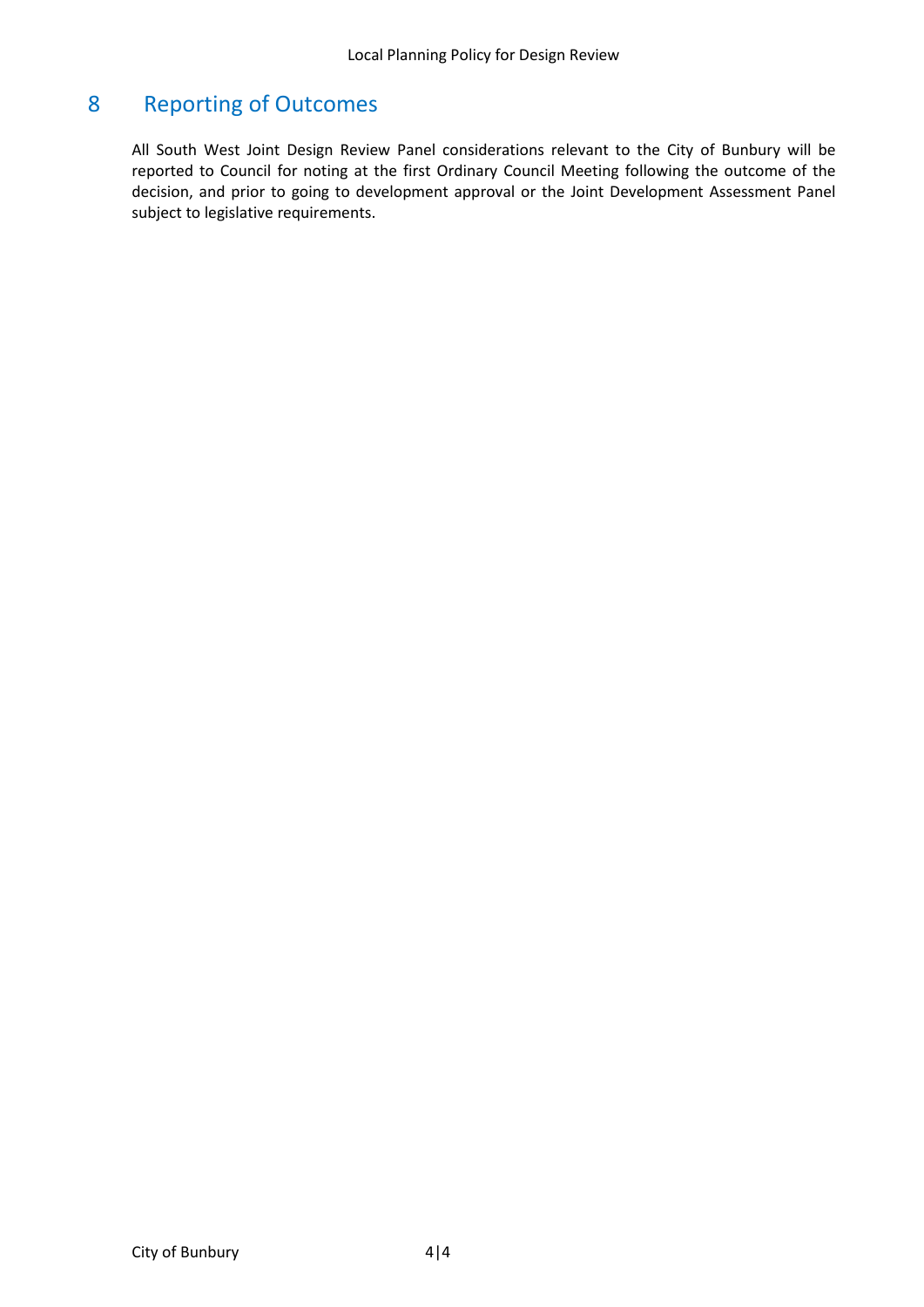## 8 Reporting of Outcomes

All South West Joint Design Review Panel considerations relevant to the City of Bunbury will be reported to Council for noting at the first Ordinary Council Meeting following the outcome of the decision, and prior to going to development approval or the Joint Development Assessment Panel subject to legislative requirements.